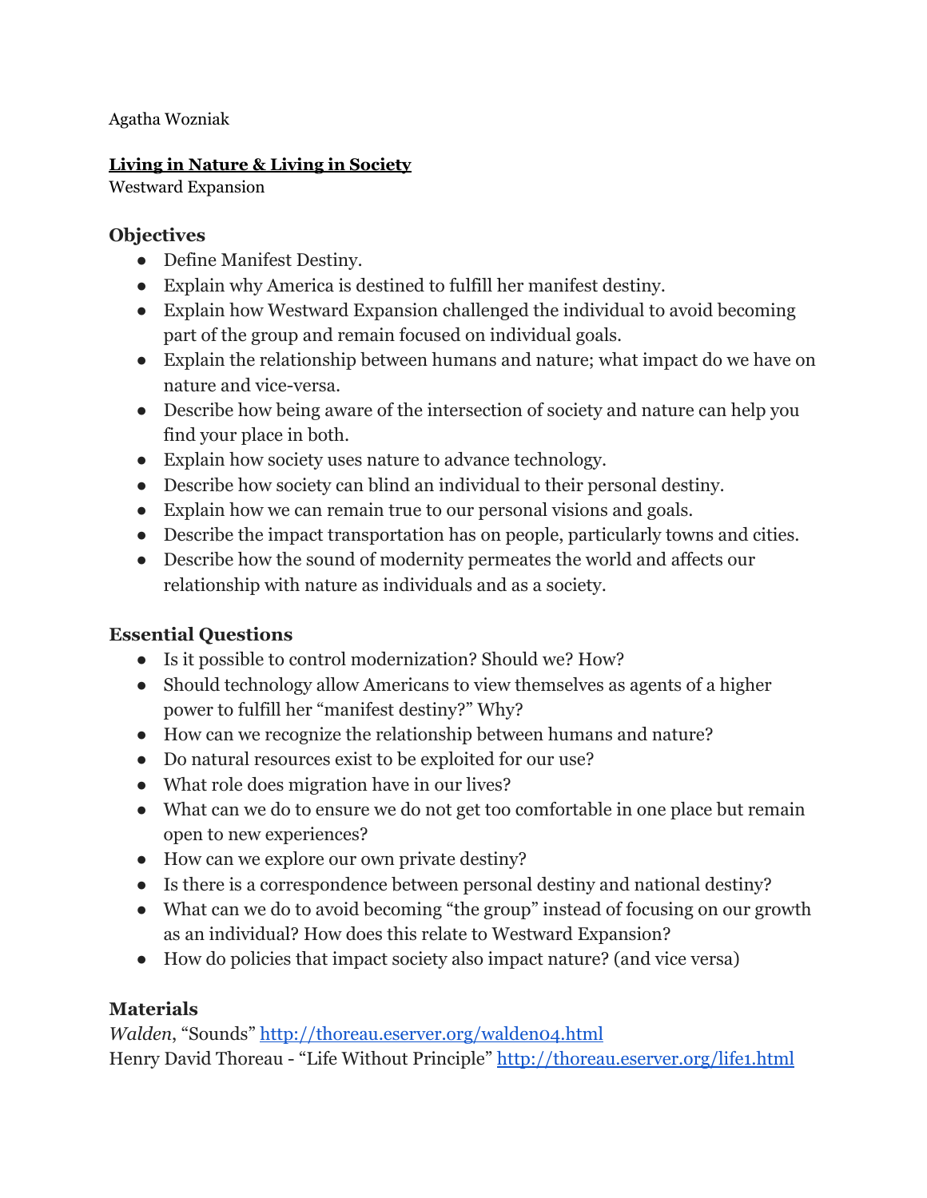Agatha Wozniak

**Living in Nature & Living in Society**
Westward Expansion

## Objectives

- Define Manifest Destiny.
- Explain why America is destined to fulfill her manifest destiny.
- Explain how Westward Expansion challenged the individual to avoid becoming part of the group and remain focused on individual goals.
- Explain the relationship between humans and nature; what impact do we have on nature and vice-versa.
- Describe how being aware of the intersection of society and nature can help you find your place in both.
- Explain how society uses nature to advance technology.
- Describe how society can blind an individual to their personal destiny.
- Explain how we can remain true to our personal visions and goals.
- Describe the impact transportation has on people, particularly towns and cities.
- Describe how the sound of modernity permeates the world and affects our relationship with nature as individuals and as a society.

## Essential Questions

- Is it possible to control modernization? Should we? How?
- Should technology allow Americans to view themselves as agents of a higher power to fulfill her "manifest destiny?" Why?
- How can we recognize the relationship between humans and nature?
- Do natural resources exist to be exploited for our use?
- What role does migration have in our lives?
- What can we do to ensure we do not get too comfortable in one place but remain open to new experiences?
- How can we explore our own private destiny?
- Is there is a correspondence between personal destiny and national destiny?
- What can we do to avoid becoming "the group" instead of focusing on our growth as an individual? How does this relate to Westward Expansion?
- How do policies that impact society also impact nature? (and vice versa)

## Materials

*Walden*, "Sounds" http://thoreau.eserver.org/walden04.html
Henry David Thoreau - "Life Without Principle" http://thoreau.eserver.org/life1.html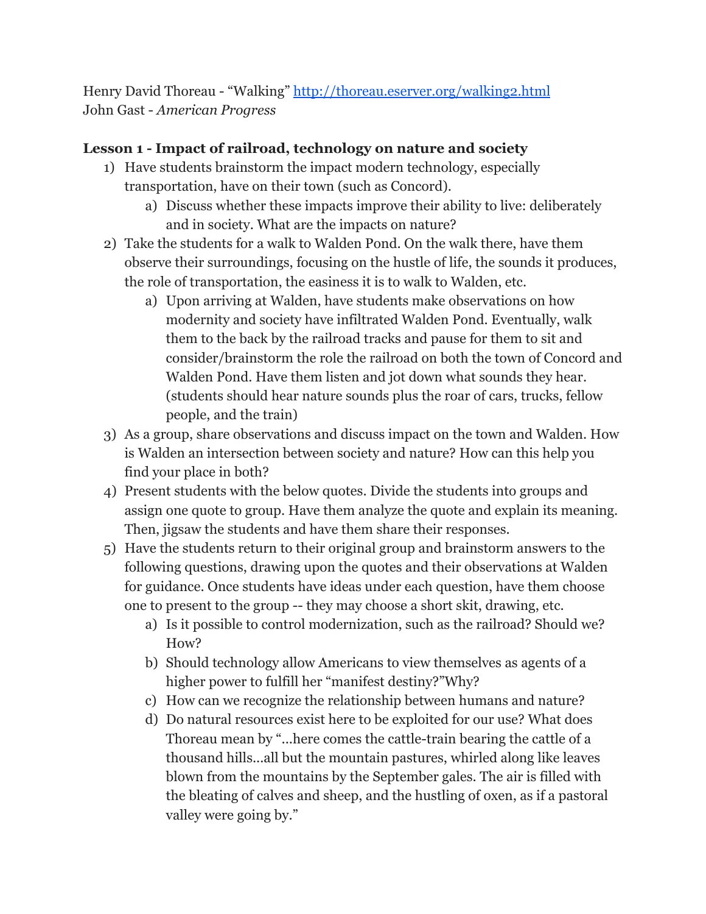Henry David Thoreau - "Walking" [http://thoreau.eserver.org/walking2.html](http://thoreau.eserver.org/walking2.html)
John Gast - *American Progress*

**Lesson 1 - Impact of railroad, technology on nature and society**

1) Have students brainstorm the impact modern technology, especially transportation, have on their town (such as Concord).
   a) Discuss whether these impacts improve their ability to live: deliberately and in society. What are the impacts on nature?
2) Take the students for a walk to Walden Pond. On the walk there, have them observe their surroundings, focusing on the hustle of life, the sounds it produces, the role of transportation, the easiness it is to walk to Walden, etc.
   a) Upon arriving at Walden, have students make observations on how modernity and society have infiltrated Walden Pond. Eventually, walk them to the back by the railroad tracks and pause for them to sit and consider/brainstorm the role the railroad on both the town of Concord and Walden Pond. Have them listen and jot down what sounds they hear. (students should hear nature sounds plus the roar of cars, trucks, fellow people, and the train)
3) As a group, share observations and discuss impact on the town and Walden. How is Walden an intersection between society and nature? How can this help you find your place in both?
4) Present students with the below quotes. Divide the students into groups and assign one quote to group. Have them analyze the quote and explain its meaning. Then, jigsaw the students and have them share their responses.
5) Have the students return to their original group and brainstorm answers to the following questions, drawing upon the quotes and their observations at Walden for guidance. Once students have ideas under each question, have them choose one to present to the group -- they may choose a short skit, drawing, etc.
   a) Is it possible to control modernization, such as the railroad? Should we? How?
   b) Should technology allow Americans to view themselves as agents of a higher power to fulfill her "manifest destiny?"Why?
   c) How can we recognize the relationship between humans and nature?
   d) Do natural resources exist here to be exploited for our use? What does Thoreau mean by "...here comes the cattle-train bearing the cattle of a thousand hills...all but the mountain pastures, whirled along like leaves blown from the mountains by the September gales. The air is filled with the bleating of calves and sheep, and the hustling of oxen, as if a pastoral valley were going by."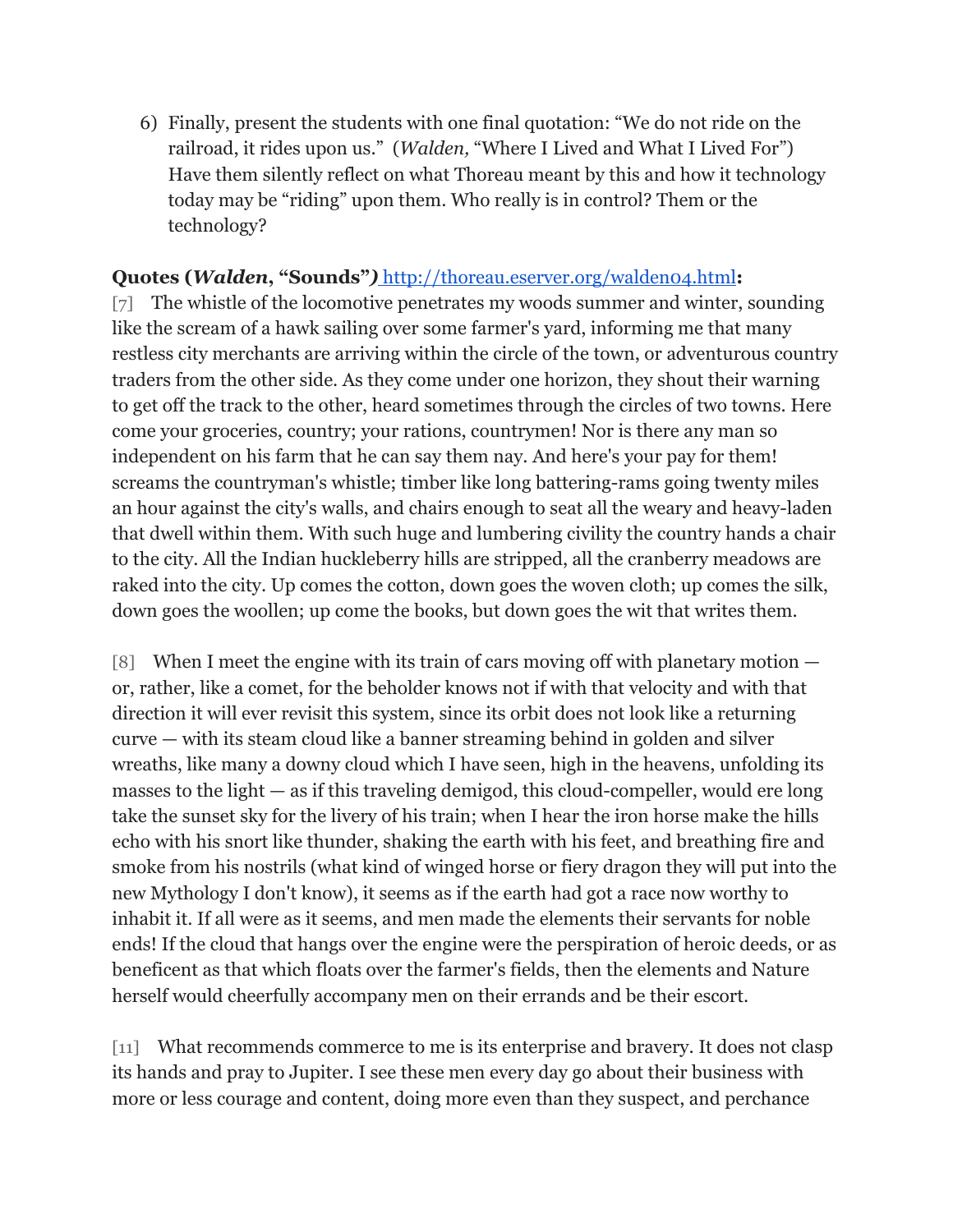6) Finally, present the students with one final quotation: “We do not ride on the railroad, it rides upon us.” (*Walden,* “Where I Lived and What I Lived For”) Have them silently reflect on what Thoreau meant by this and how it technology today may be “riding” upon them. Who really is in control? Them or the technology?

**Quotes (*Walden*, “Sounds”)** http://thoreau.eserver.org/walden04.html**:**

[7] The whistle of the locomotive penetrates my woods summer and winter, sounding like the scream of a hawk sailing over some farmer's yard, informing me that many restless city merchants are arriving within the circle of the town, or adventurous country traders from the other side. As they come under one horizon, they shout their warning to get off the track to the other, heard sometimes through the circles of two towns. Here come your groceries, country; your rations, countrymen! Nor is there any man so independent on his farm that he can say them nay. And here's your pay for them! screams the countryman's whistle; timber like long battering-rams going twenty miles an hour against the city's walls, and chairs enough to seat all the weary and heavy-laden that dwell within them. With such huge and lumbering civility the country hands a chair to the city. All the Indian huckleberry hills are stripped, all the cranberry meadows are raked into the city. Up comes the cotton, down goes the woven cloth; up comes the silk, down goes the woollen; up come the books, but down goes the wit that writes them.

[8] When I meet the engine with its train of cars moving off with planetary motion — or, rather, like a comet, for the beholder knows not if with that velocity and with that direction it will ever revisit this system, since its orbit does not look like a returning curve — with its steam cloud like a banner streaming behind in golden and silver wreaths, like many a downy cloud which I have seen, high in the heavens, unfolding its masses to the light — as if this traveling demigod, this cloud-compeller, would ere long take the sunset sky for the livery of his train; when I hear the iron horse make the hills echo with his snort like thunder, shaking the earth with his feet, and breathing fire and smoke from his nostrils (what kind of winged horse or fiery dragon they will put into the new Mythology I don't know), it seems as if the earth had got a race now worthy to inhabit it. If all were as it seems, and men made the elements their servants for noble ends! If the cloud that hangs over the engine were the perspiration of heroic deeds, or as beneficent as that which floats over the farmer's fields, then the elements and Nature herself would cheerfully accompany men on their errands and be their escort.

[11] What recommends commerce to me is its enterprise and bravery. It does not clasp its hands and pray to Jupiter. I see these men every day go about their business with more or less courage and content, doing more even than they suspect, and perchance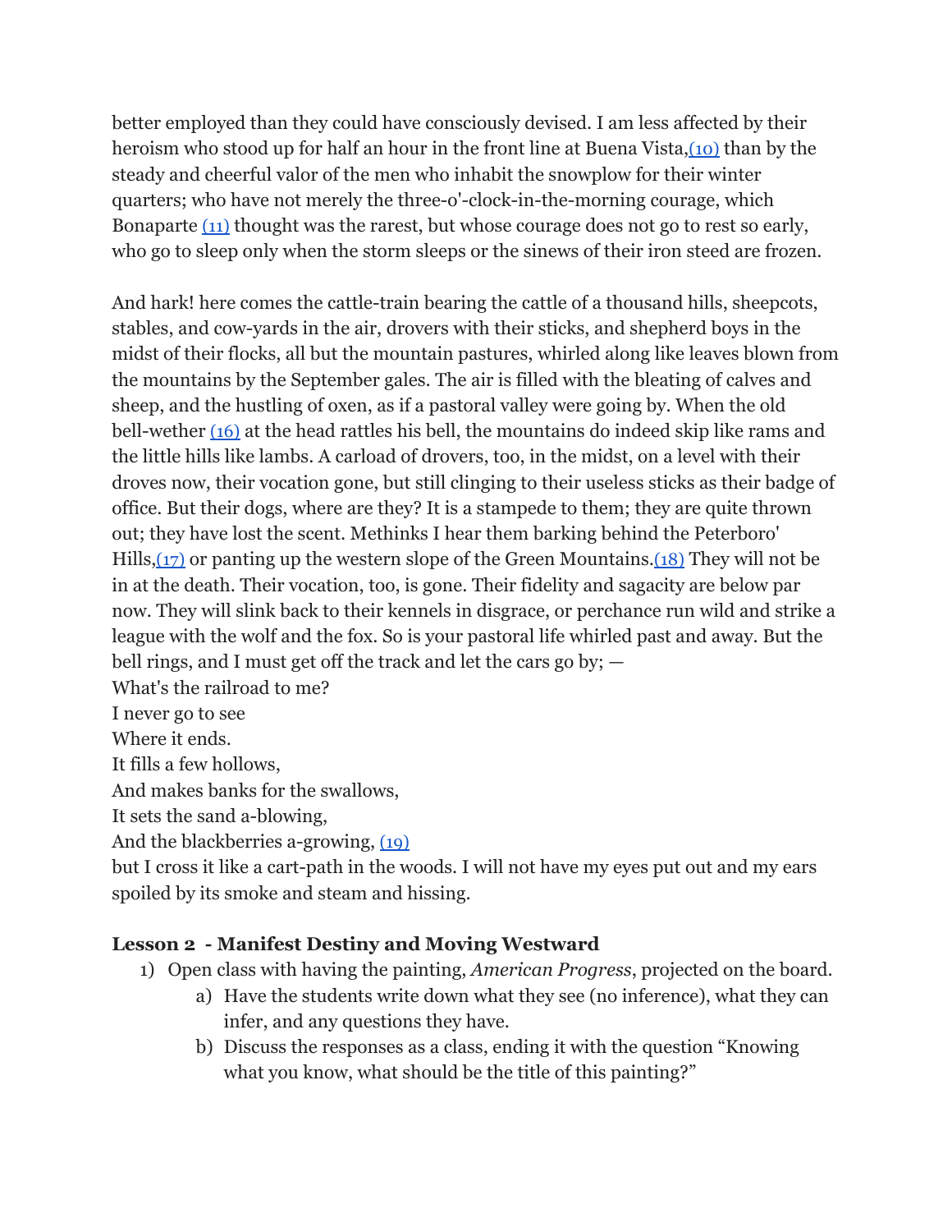better employed than they could have consciously devised. I am less affected by their heroism who stood up for half an hour in the front line at Buena Vista,(10) than by the steady and cheerful valor of the men who inhabit the snowplow for their winter quarters; who have not merely the three-o'-clock-in-the-morning courage, which Bonaparte (11) thought was the rarest, but whose courage does not go to rest so early, who go to sleep only when the storm sleeps or the sinews of their iron steed are frozen.

And hark! here comes the cattle-train bearing the cattle of a thousand hills, sheepcots, stables, and cow-yards in the air, drovers with their sticks, and shepherd boys in the midst of their flocks, all but the mountain pastures, whirled along like leaves blown from the mountains by the September gales. The air is filled with the bleating of calves and sheep, and the hustling of oxen, as if a pastoral valley were going by. When the old bell-wether (16) at the head rattles his bell, the mountains do indeed skip like rams and the little hills like lambs. A carload of drovers, too, in the midst, on a level with their droves now, their vocation gone, but still clinging to their useless sticks as their badge of office. But their dogs, where are they? It is a stampede to them; they are quite thrown out; they have lost the scent. Methinks I hear them barking behind the Peterboro' Hills,(17) or panting up the western slope of the Green Mountains.(18) They will not be in at the death. Their vocation, too, is gone. Their fidelity and sagacity are below par now. They will slink back to their kennels in disgrace, or perchance run wild and strike a league with the wolf and the fox. So is your pastoral life whirled past and away. But the bell rings, and I must get off the track and let the cars go by; —
What's the railroad to me?
I never go to see
Where it ends.
It fills a few hollows,
And makes banks for the swallows,
It sets the sand a-blowing,
And the blackberries a-growing, (19)
but I cross it like a cart-path in the woods. I will not have my eyes put out and my ears spoiled by its smoke and steam and hissing.

### Lesson 2 - Manifest Destiny and Moving Westward

1) Open class with having the painting, *American Progress*, projected on the board.
   a) Have the students write down what they see (no inference), what they can infer, and any questions they have.
   b) Discuss the responses as a class, ending it with the question "Knowing what you know, what should be the title of this painting?"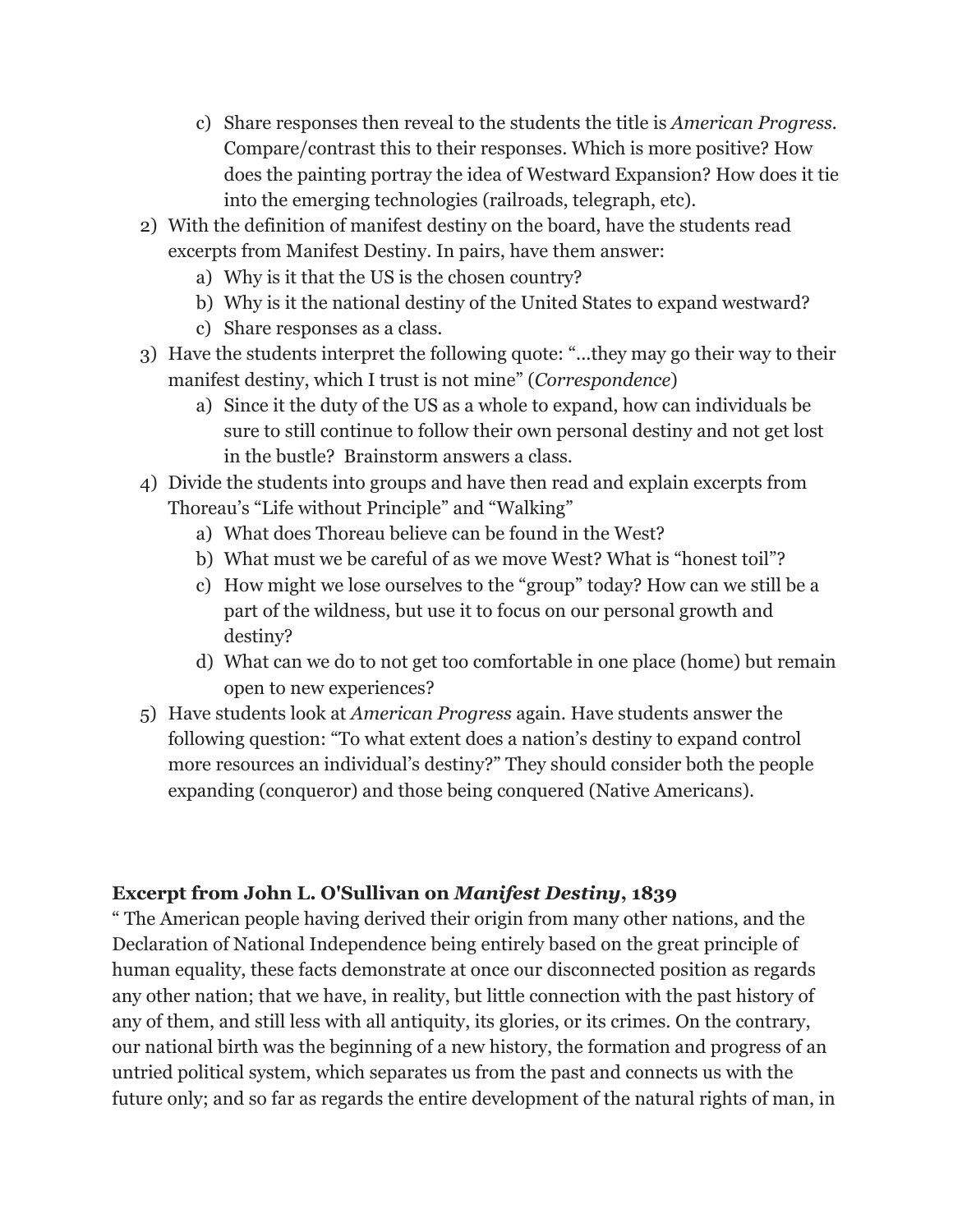c) Share responses then reveal to the students the title is *American Progress*. Compare/contrast this to their responses. Which is more positive? How does the painting portray the idea of Westward Expansion? How does it tie into the emerging technologies (railroads, telegraph, etc).

2) With the definition of manifest destiny on the board, have the students read excerpts from Manifest Destiny. In pairs, have them answer:
   a) Why is it that the US is the chosen country?
   b) Why is it the national destiny of the United States to expand westward?
   c) Share responses as a class.
3) Have the students interpret the following quote: "...they may go their way to their manifest destiny, which I trust is not mine" (*Correspondence*)
   a) Since it the duty of the US as a whole to expand, how can individuals be sure to still continue to follow their own personal destiny and not get lost in the bustle? Brainstorm answers a class.
4) Divide the students into groups and have then read and explain excerpts from Thoreau's "Life without Principle" and "Walking"
   a) What does Thoreau believe can be found in the West?
   b) What must we be careful of as we move West? What is "honest toil"?
   c) How might we lose ourselves to the "group" today? How can we still be a part of the wildness, but use it to focus on our personal growth and destiny?
   d) What can we do to not get too comfortable in one place (home) but remain open to new experiences?
5) Have students look at *American Progress* again. Have students answer the following question: "To what extent does a nation's destiny to expand control more resources an individual's destiny?" They should consider both the people expanding (conqueror) and those being conquered (Native Americans).

**Excerpt from John L. O'Sullivan on *Manifest Destiny*, 1839**

" The American people having derived their origin from many other nations, and the Declaration of National Independence being entirely based on the great principle of human equality, these facts demonstrate at once our disconnected position as regards any other nation; that we have, in reality, but little connection with the past history of any of them, and still less with all antiquity, its glories, or its crimes. On the contrary, our national birth was the beginning of a new history, the formation and progress of an untried political system, which separates us from the past and connects us with the future only; and so far as regards the entire development of the natural rights of man, in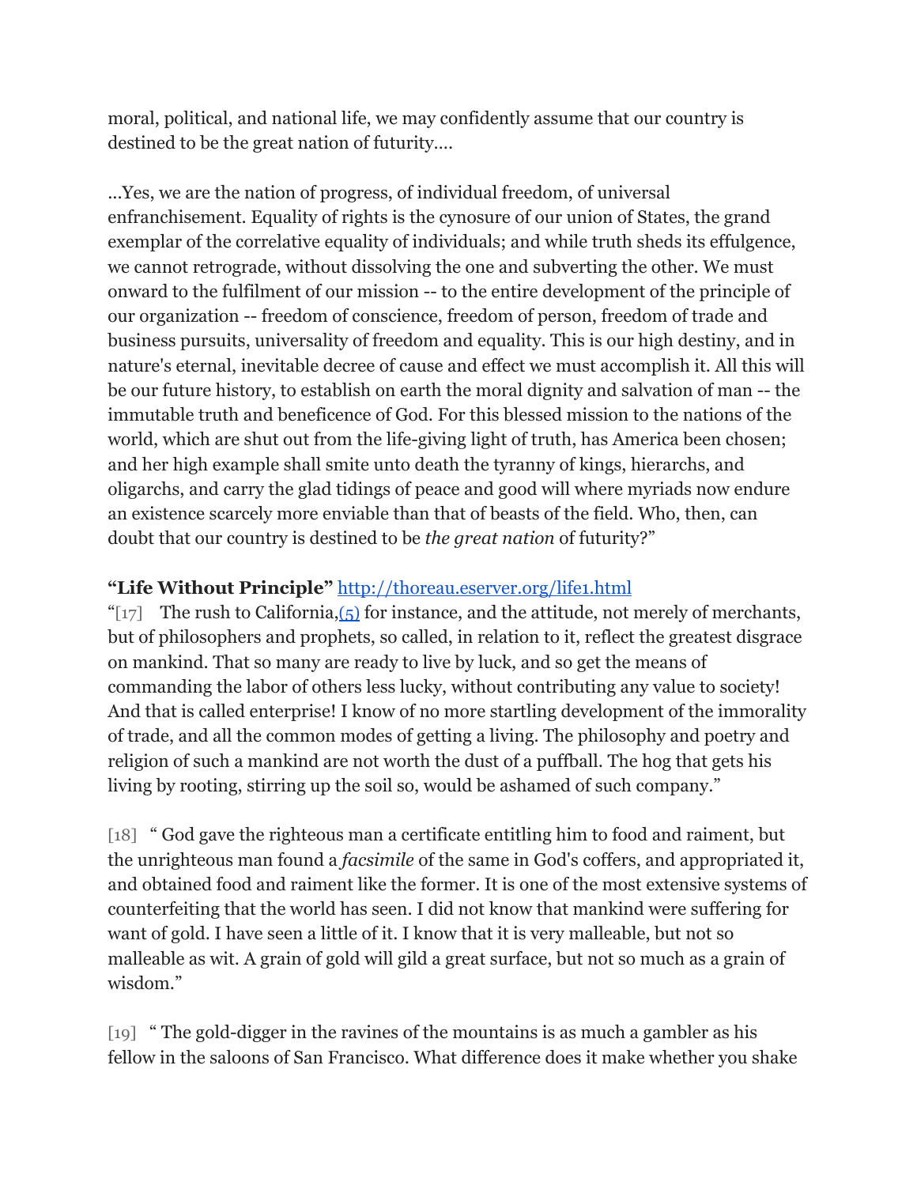moral, political, and national life, we may confidently assume that our country is destined to be the great nation of futurity....

...Yes, we are the nation of progress, of individual freedom, of universal enfranchisement. Equality of rights is the cynosure of our union of States, the grand exemplar of the correlative equality of individuals; and while truth sheds its effulgence, we cannot retrograde, without dissolving the one and subverting the other. We must onward to the fulfilment of our mission -- to the entire development of the principle of our organization -- freedom of conscience, freedom of person, freedom of trade and business pursuits, universality of freedom and equality. This is our high destiny, and in nature's eternal, inevitable decree of cause and effect we must accomplish it. All this will be our future history, to establish on earth the moral dignity and salvation of man -- the immutable truth and beneficence of God. For this blessed mission to the nations of the world, which are shut out from the life-giving light of truth, has America been chosen; and her high example shall smite unto death the tyranny of kings, hierarchs, and oligarchs, and carry the glad tidings of peace and good will where myriads now endure an existence scarcely more enviable than that of beasts of the field. Who, then, can doubt that our country is destined to be *the great nation* of futurity?"

**"Life Without Principle"** [http://thoreau.eserver.org/life1.html](http://thoreau.eserver.org/life1.html)

"[17] The rush to California,[(5)]() for instance, and the attitude, not merely of merchants, but of philosophers and prophets, so called, in relation to it, reflect the greatest disgrace on mankind. That so many are ready to live by luck, and so get the means of commanding the labor of others less lucky, without contributing any value to society! And that is called enterprise! I know of no more startling development of the immorality of trade, and all the common modes of getting a living. The philosophy and poetry and religion of such a mankind are not worth the dust of a puffball. The hog that gets his living by rooting, stirring up the soil so, would be ashamed of such company."

[18] " God gave the righteous man a certificate entitling him to food and raiment, but the unrighteous man found a *facsimile* of the same in God's coffers, and appropriated it, and obtained food and raiment like the former. It is one of the most extensive systems of counterfeiting that the world has seen. I did not know that mankind were suffering for want of gold. I have seen a little of it. I know that it is very malleable, but not so malleable as wit. A grain of gold will gild a great surface, but not so much as a grain of wisdom."

[19] " The gold-digger in the ravines of the mountains is as much a gambler as his fellow in the saloons of San Francisco. What difference does it make whether you shake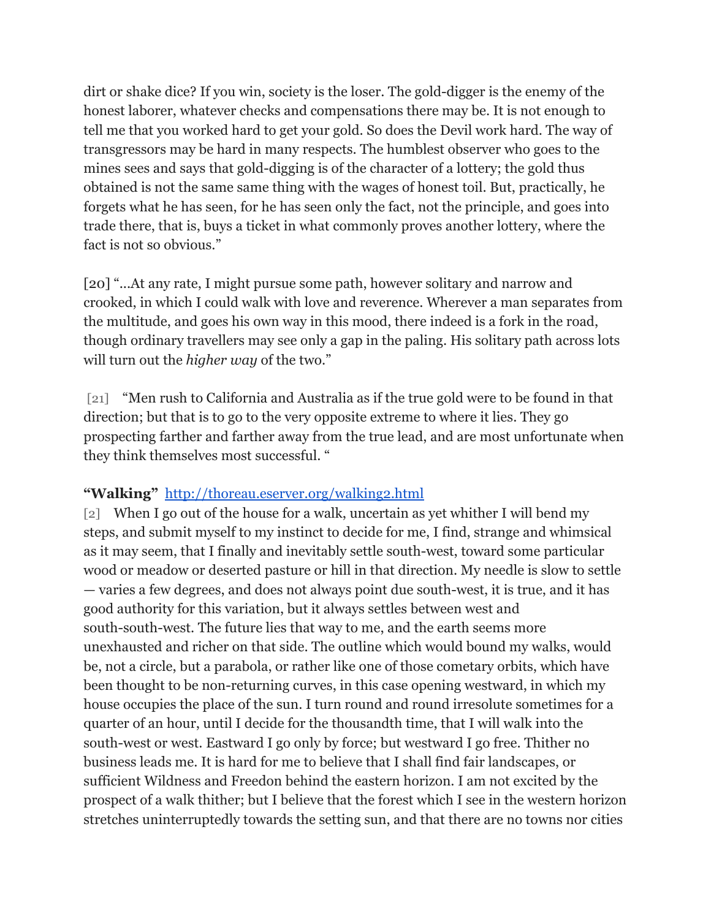dirt or shake dice? If you win, society is the loser. The gold-digger is the enemy of the honest laborer, whatever checks and compensations there may be. It is not enough to tell me that you worked hard to get your gold. So does the Devil work hard. The way of transgressors may be hard in many respects. The humblest observer who goes to the mines sees and says that gold-digging is of the character of a lottery; the gold thus obtained is not the same same thing with the wages of honest toil. But, practically, he forgets what he has seen, for he has seen only the fact, not the principle, and goes into trade there, that is, buys a ticket in what commonly proves another lottery, where the fact is not so obvious."

[20] "...At any rate, I might pursue some path, however solitary and narrow and crooked, in which I could walk with love and reverence. Wherever a man separates from the multitude, and goes his own way in this mood, there indeed is a fork in the road, though ordinary travellers may see only a gap in the paling. His solitary path across lots will turn out the *higher way* of the two."

[21] "Men rush to California and Australia as if the true gold were to be found in that direction; but that is to go to the very opposite extreme to where it lies. They go prospecting farther and farther away from the true lead, and are most unfortunate when they think themselves most successful. "

**"Walking"** [http://thoreau.eserver.org/walking2.html](http://thoreau.eserver.org/walking2.html)

[2] When I go out of the house for a walk, uncertain as yet whither I will bend my steps, and submit myself to my instinct to decide for me, I find, strange and whimsical as it may seem, that I finally and inevitably settle south-west, toward some particular wood or meadow or deserted pasture or hill in that direction. My needle is slow to settle — varies a few degrees, and does not always point due south-west, it is true, and it has good authority for this variation, but it always settles between west and south-south-west. The future lies that way to me, and the earth seems more unexhausted and richer on that side. The outline which would bound my walks, would be, not a circle, but a parabola, or rather like one of those cometary orbits, which have been thought to be non-returning curves, in this case opening westward, in which my house occupies the place of the sun. I turn round and round irresolute sometimes for a quarter of an hour, until I decide for the thousandth time, that I will walk into the south-west or west. Eastward I go only by force; but westward I go free. Thither no business leads me. It is hard for me to believe that I shall find fair landscapes, or sufficient Wildness and Freedon behind the eastern horizon. I am not excited by the prospect of a walk thither; but I believe that the forest which I see in the western horizon stretches uninterruptedly towards the setting sun, and that there are no towns nor cities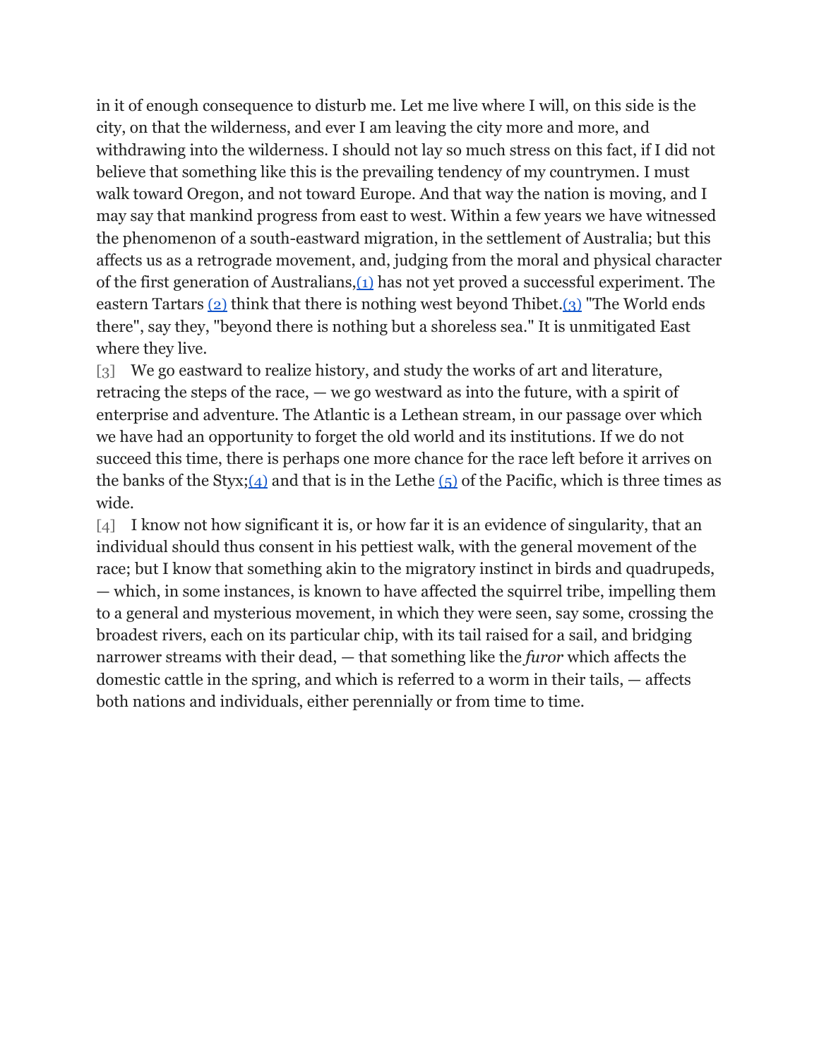in it of enough consequence to disturb me. Let me live where I will, on this side is the city, on that the wilderness, and ever I am leaving the city more and more, and withdrawing into the wilderness. I should not lay so much stress on this fact, if I did not believe that something like this is the prevailing tendency of my countrymen. I must walk toward Oregon, and not toward Europe. And that way the nation is moving, and I may say that mankind progress from east to west. Within a few years we have witnessed the phenomenon of a south-eastward migration, in the settlement of Australia; but this affects us as a retrograde movement, and, judging from the moral and physical character of the first generation of Australians,(1) has not yet proved a successful experiment. The eastern Tartars (2) think that there is nothing west beyond Thibet.(3) "The World ends there", say they, "beyond there is nothing but a shoreless sea." It is unmitigated East where they live.

[3] We go eastward to realize history, and study the works of art and literature, retracing the steps of the race, — we go westward as into the future, with a spirit of enterprise and adventure. The Atlantic is a Lethean stream, in our passage over which we have had an opportunity to forget the old world and its institutions. If we do not succeed this time, there is perhaps one more chance for the race left before it arrives on the banks of the Styx;(4) and that is in the Lethe (5) of the Pacific, which is three times as wide.

[4] I know not how significant it is, or how far it is an evidence of singularity, that an individual should thus consent in his pettiest walk, with the general movement of the race; but I know that something akin to the migratory instinct in birds and quadrupeds, — which, in some instances, is known to have affected the squirrel tribe, impelling them to a general and mysterious movement, in which they were seen, say some, crossing the broadest rivers, each on its particular chip, with its tail raised for a sail, and bridging narrower streams with their dead, — that something like the *furor* which affects the domestic cattle in the spring, and which is referred to a worm in their tails, — affects both nations and individuals, either perennially or from time to time.